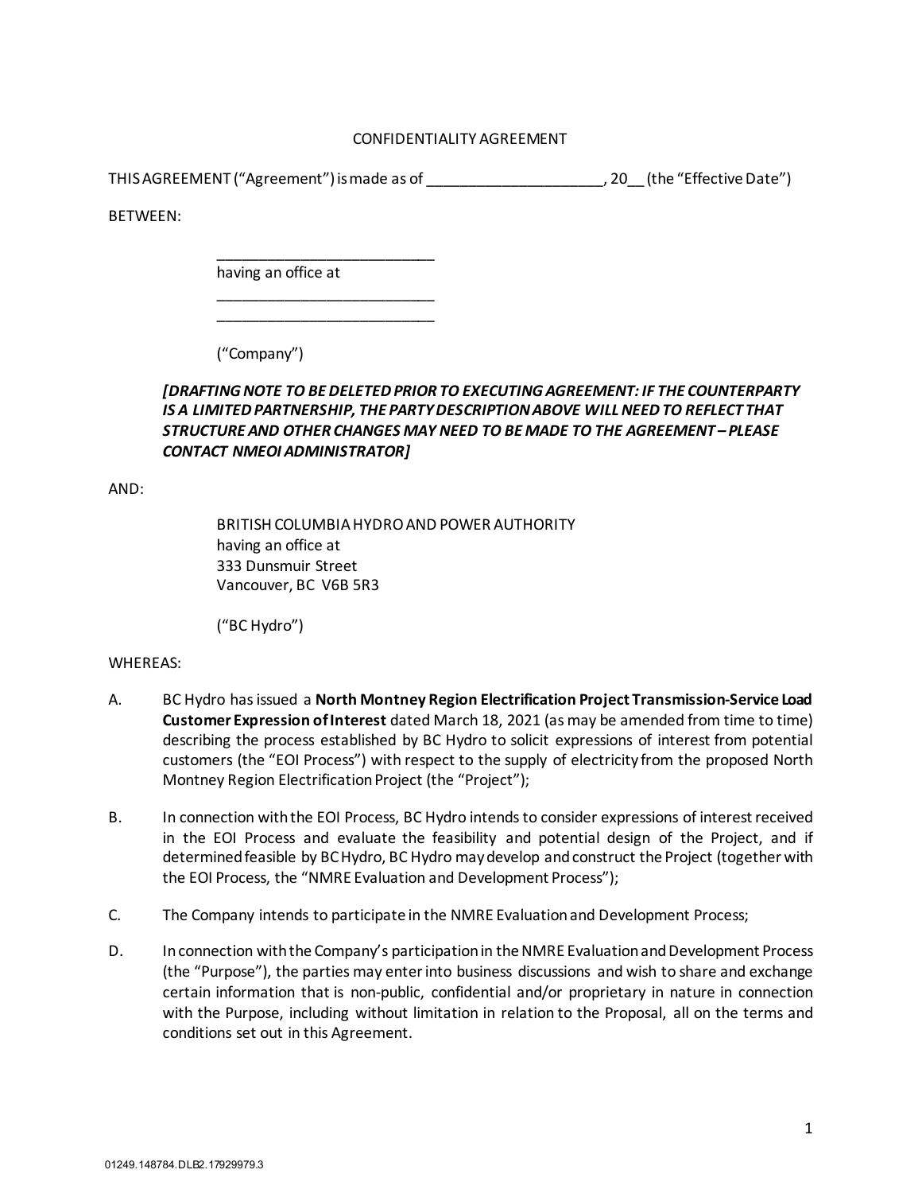# CONFIDENTIALITY AGREEMENT

THIS AGREEMENT ("Agreement") is made as of _____________________, 20__ (the "Effective Date")

BETWEEN:

> ___________________________
> having an office at
> ___________________________
> ___________________________
>
> ("Company")
>
> ***[DRAFTING NOTE TO BE DELETED PRIOR TO EXECUTING AGREEMENT: IF THE COUNTERPARTY IS A LIMITED PARTNERSHIP, THE PARTY DESCRIPTION ABOVE WILL NEED TO REFLECT THAT STRUCTURE AND OTHER CHANGES MAY NEED TO BE MADE TO THE AGREEMENT – PLEASE CONTACT NMEOI ADMINISTRATOR]***

AND:

> BRITISH COLUMBIA HYDRO AND POWER AUTHORITY
> having an office at
> 333 Dunsmuir Street
> Vancouver, BC V6B 5R3
>
> ("BC Hydro")

WHEREAS:

A. BC Hydro has issued a **North Montney Region Electrification Project Transmission-Service Load Customer Expression of Interest** dated March 18, 2021 (as may be amended from time to time) describing the process established by BC Hydro to solicit expressions of interest from potential customers (the "EOI Process") with respect to the supply of electricity from the proposed North Montney Region Electrification Project (the "Project");

B. In connection with the EOI Process, BC Hydro intends to consider expressions of interest received in the EOI Process and evaluate the feasibility and potential design of the Project, and if determined feasible by BC Hydro, BC Hydro may develop and construct the Project (together with the EOI Process, the "NMRE Evaluation and Development Process");

C. The Company intends to participate in the NMRE Evaluation and Development Process;

D. In connection with the Company's participation in the NMRE Evaluation and Development Process (the "Purpose"), the parties may enter into business discussions and wish to share and exchange certain information that is non-public, confidential and/or proprietary in nature in connection with the Purpose, including without limitation in relation to the Proposal, all on the terms and conditions set out in this Agreement.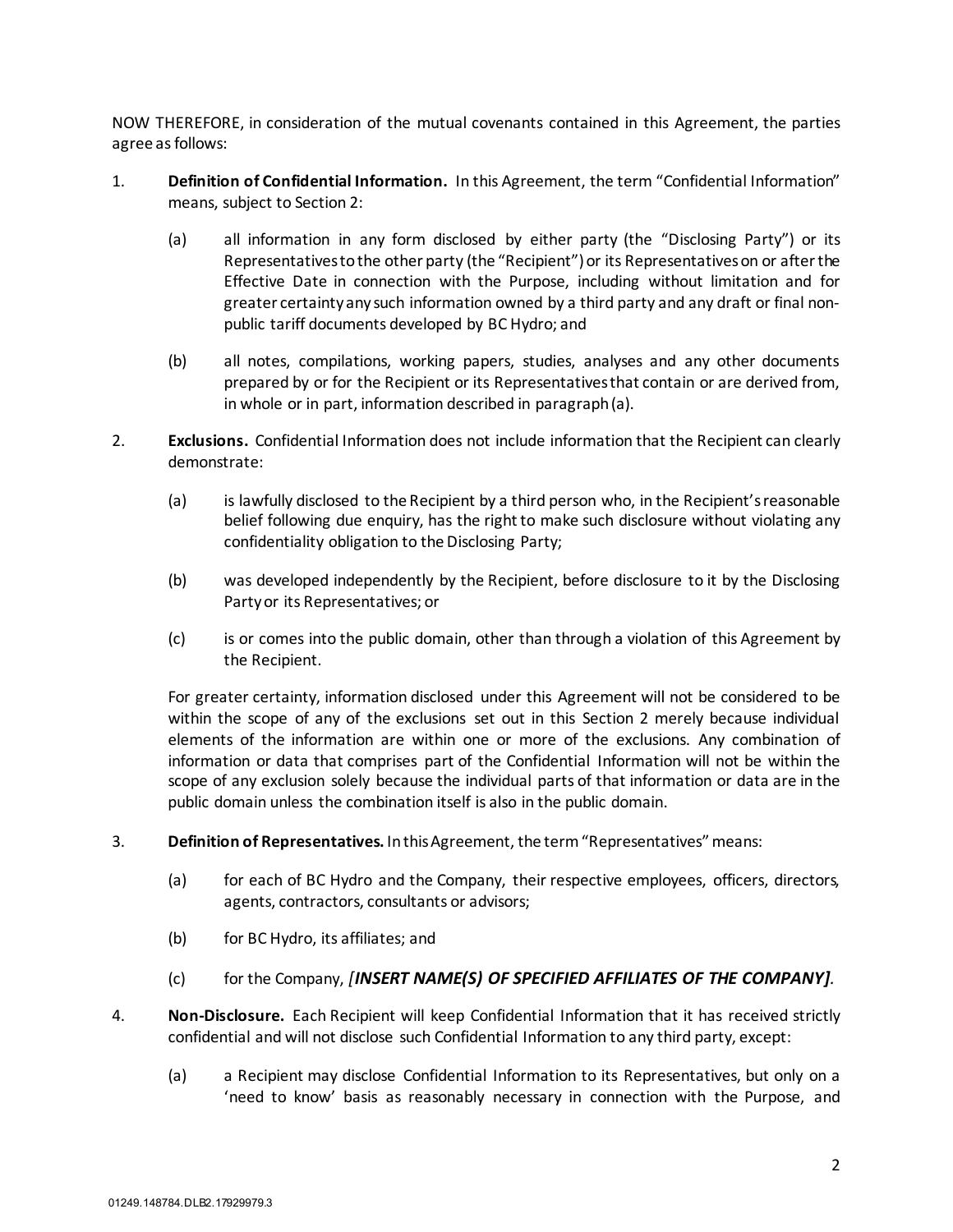NOW THEREFORE, in consideration of the mutual covenants contained in this Agreement, the parties agree as follows:

1. **Definition of Confidential Information.** In this Agreement, the term "Confidential Information" means, subject to Section 2:

   (a) all information in any form disclosed by either party (the "Disclosing Party") or its Representatives to the other party (the "Recipient") or its Representatives on or after the Effective Date in connection with the Purpose, including without limitation and for greater certainty any such information owned by a third party and any draft or final non-public tariff documents developed by BC Hydro; and

   (b) all notes, compilations, working papers, studies, analyses and any other documents prepared by or for the Recipient or its Representatives that contain or are derived from, in whole or in part, information described in paragraph (a).

2. **Exclusions.** Confidential Information does not include information that the Recipient can clearly demonstrate:

   (a) is lawfully disclosed to the Recipient by a third person who, in the Recipient's reasonable belief following due enquiry, has the right to make such disclosure without violating any confidentiality obligation to the Disclosing Party;

   (b) was developed independently by the Recipient, before disclosure to it by the Disclosing Party or its Representatives; or

   (c) is or comes into the public domain, other than through a violation of this Agreement by the Recipient.

   For greater certainty, information disclosed under this Agreement will not be considered to be within the scope of any of the exclusions set out in this Section 2 merely because individual elements of the information are within one or more of the exclusions. Any combination of information or data that comprises part of the Confidential Information will not be within the scope of any exclusion solely because the individual parts of that information or data are in the public domain unless the combination itself is also in the public domain.

3. **Definition of Representatives.** In this Agreement, the term "Representatives" means:

   (a) for each of BC Hydro and the Company, their respective employees, officers, directors, agents, contractors, consultants or advisors;

   (b) for BC Hydro, its affiliates; and

   (c) for the Company, *[**INSERT NAME(S) OF SPECIFIED AFFILIATES OF THE COMPANY**]*.

4. **Non-Disclosure.** Each Recipient will keep Confidential Information that it has received strictly confidential and will not disclose such Confidential Information to any third party, except:

   (a) a Recipient may disclose Confidential Information to its Representatives, but only on a 'need to know' basis as reasonably necessary in connection with the Purpose, and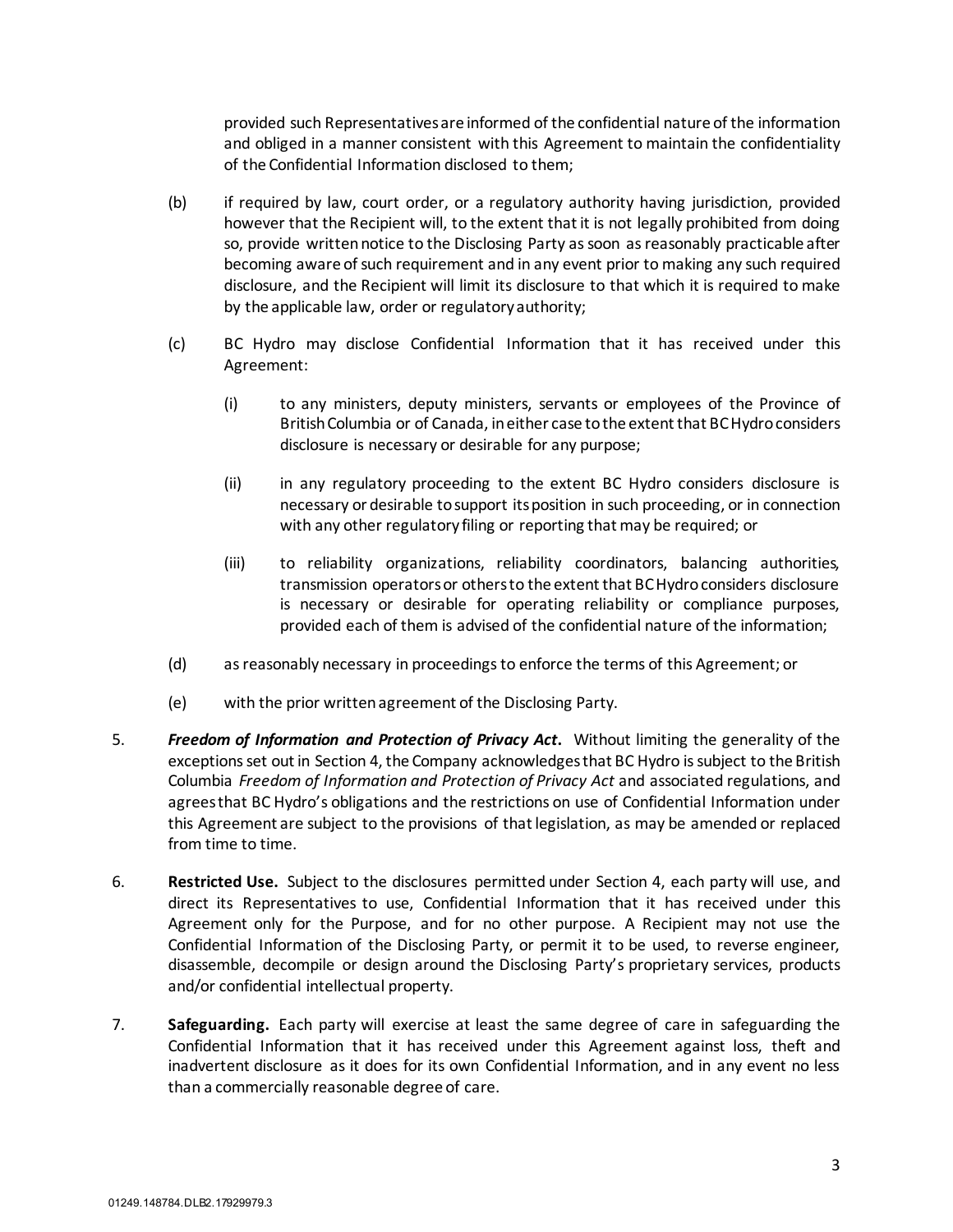provided such Representatives are informed of the confidential nature of the information and obliged in a manner consistent with this Agreement to maintain the confidentiality of the Confidential Information disclosed to them;

(b) if required by law, court order, or a regulatory authority having jurisdiction, provided however that the Recipient will, to the extent that it is not legally prohibited from doing so, provide written notice to the Disclosing Party as soon as reasonably practicable after becoming aware of such requirement and in any event prior to making any such required disclosure, and the Recipient will limit its disclosure to that which it is required to make by the applicable law, order or regulatory authority;

(c) BC Hydro may disclose Confidential Information that it has received under this Agreement:

  (i) to any ministers, deputy ministers, servants or employees of the Province of British Columbia or of Canada, in either case to the extent that BC Hydro considers disclosure is necessary or desirable for any purpose;

  (ii) in any regulatory proceeding to the extent BC Hydro considers disclosure is necessary or desirable to support its position in such proceeding, or in connection with any other regulatory filing or reporting that may be required; or

  (iii) to reliability organizations, reliability coordinators, balancing authorities, transmission operators or others to the extent that BC Hydro considers disclosure is necessary or desirable for operating reliability or compliance purposes, provided each of them is advised of the confidential nature of the information;

(d) as reasonably necessary in proceedings to enforce the terms of this Agreement; or

(e) with the prior written agreement of the Disclosing Party.

5. ***Freedom of Information and Protection of Privacy Act*.** Without limiting the generality of the exceptions set out in Section 4, the Company acknowledges that BC Hydro is subject to the British Columbia *Freedom of Information and Protection of Privacy Act* and associated regulations, and agrees that BC Hydro's obligations and the restrictions on use of Confidential Information under this Agreement are subject to the provisions of that legislation, as may be amended or replaced from time to time.

6. **Restricted Use.** Subject to the disclosures permitted under Section 4, each party will use, and direct its Representatives to use, Confidential Information that it has received under this Agreement only for the Purpose, and for no other purpose. A Recipient may not use the Confidential Information of the Disclosing Party, or permit it to be used, to reverse engineer, disassemble, decompile or design around the Disclosing Party's proprietary services, products and/or confidential intellectual property.

7. **Safeguarding.** Each party will exercise at least the same degree of care in safeguarding the Confidential Information that it has received under this Agreement against loss, theft and inadvertent disclosure as it does for its own Confidential Information, and in any event no less than a commercially reasonable degree of care.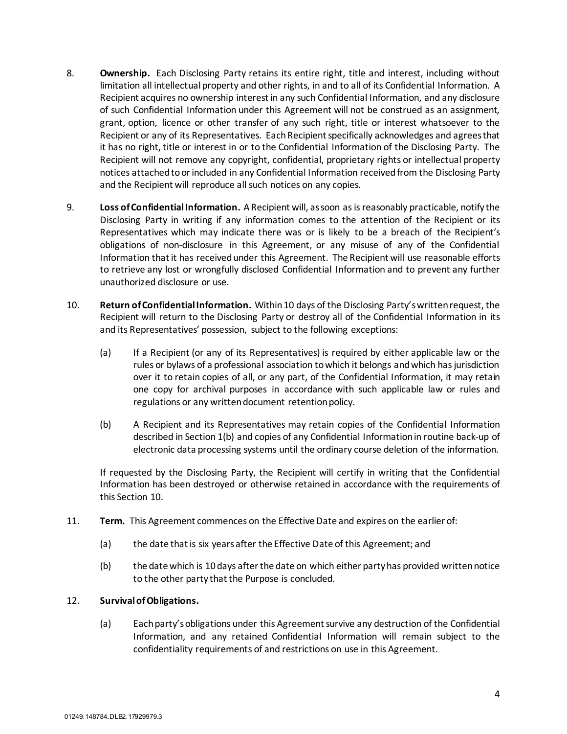8. **Ownership.** Each Disclosing Party retains its entire right, title and interest, including without limitation all intellectual property and other rights, in and to all of its Confidential Information. A Recipient acquires no ownership interest in any such Confidential Information, and any disclosure of such Confidential Information under this Agreement will not be construed as an assignment, grant, option, licence or other transfer of any such right, title or interest whatsoever to the Recipient or any of its Representatives. Each Recipient specifically acknowledges and agrees that it has no right, title or interest in or to the Confidential Information of the Disclosing Party. The Recipient will not remove any copyright, confidential, proprietary rights or intellectual property notices attached to or included in any Confidential Information received from the Disclosing Party and the Recipient will reproduce all such notices on any copies.

9. **Loss of Confidential Information.** A Recipient will, as soon as is reasonably practicable, notify the Disclosing Party in writing if any information comes to the attention of the Recipient or its Representatives which may indicate there was or is likely to be a breach of the Recipient's obligations of non-disclosure in this Agreement, or any misuse of any of the Confidential Information that it has received under this Agreement. The Recipient will use reasonable efforts to retrieve any lost or wrongfully disclosed Confidential Information and to prevent any further unauthorized disclosure or use.

10. **Return of Confidential Information.** Within 10 days of the Disclosing Party's written request, the Recipient will return to the Disclosing Party or destroy all of the Confidential Information in its and its Representatives' possession, subject to the following exceptions:

    (a) If a Recipient (or any of its Representatives) is required by either applicable law or the rules or bylaws of a professional association to which it belongs and which has jurisdiction over it to retain copies of all, or any part, of the Confidential Information, it may retain one copy for archival purposes in accordance with such applicable law or rules and regulations or any written document retention policy.

    (b) A Recipient and its Representatives may retain copies of the Confidential Information described in Section 1(b) and copies of any Confidential Information in routine back-up of electronic data processing systems until the ordinary course deletion of the information.

    If requested by the Disclosing Party, the Recipient will certify in writing that the Confidential Information has been destroyed or otherwise retained in accordance with the requirements of this Section 10.

11. **Term.** This Agreement commences on the Effective Date and expires on the earlier of:

    (a) the date that is six years after the Effective Date of this Agreement; and

    (b) the date which is 10 days after the date on which either party has provided written notice to the other party that the Purpose is concluded.

12. **Survival of Obligations.**

    (a) Each party's obligations under this Agreement survive any destruction of the Confidential Information, and any retained Confidential Information will remain subject to the confidentiality requirements of and restrictions on use in this Agreement.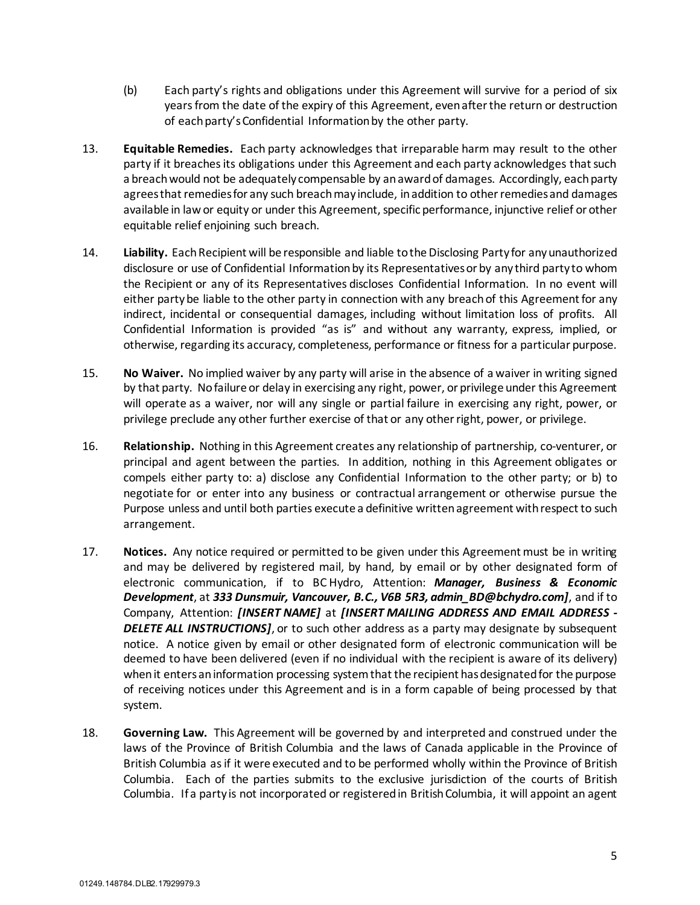(b) Each party's rights and obligations under this Agreement will survive for a period of six years from the date of the expiry of this Agreement, even after the return or destruction of each party's Confidential Information by the other party.

13. **Equitable Remedies.** Each party acknowledges that irreparable harm may result to the other party if it breaches its obligations under this Agreement and each party acknowledges that such a breach would not be adequately compensable by an award of damages. Accordingly, each party agrees that remedies for any such breach may include, in addition to other remedies and damages available in law or equity or under this Agreement, specific performance, injunctive relief or other equitable relief enjoining such breach.

14. **Liability.** Each Recipient will be responsible and liable to the Disclosing Party for any unauthorized disclosure or use of Confidential Information by its Representatives or by any third party to whom the Recipient or any of its Representatives discloses Confidential Information. In no event will either party be liable to the other party in connection with any breach of this Agreement for any indirect, incidental or consequential damages, including without limitation loss of profits. All Confidential Information is provided "as is" and without any warranty, express, implied, or otherwise, regarding its accuracy, completeness, performance or fitness for a particular purpose.

15. **No Waiver.** No implied waiver by any party will arise in the absence of a waiver in writing signed by that party. No failure or delay in exercising any right, power, or privilege under this Agreement will operate as a waiver, nor will any single or partial failure in exercising any right, power, or privilege preclude any other further exercise of that or any other right, power, or privilege.

16. **Relationship.** Nothing in this Agreement creates any relationship of partnership, co-venturer, or principal and agent between the parties. In addition, nothing in this Agreement obligates or compels either party to: a) disclose any Confidential Information to the other party; or b) to negotiate for or enter into any business or contractual arrangement or otherwise pursue the Purpose unless and until both parties execute a definitive written agreement with respect to such arrangement.

17. **Notices.** Any notice required or permitted to be given under this Agreement must be in writing and may be delivered by registered mail, by hand, by email or by other designated form of electronic communication, if to BC Hydro, Attention: ***Manager, Business & Economic Development***, at ***333 Dunsmuir, Vancouver, B.C., V6B 5R3, admin_BD@bchydro.com]***, and if to Company, Attention: ***[INSERT NAME]*** at ***[INSERT MAILING ADDRESS AND EMAIL ADDRESS - DELETE ALL INSTRUCTIONS]***, or to such other address as a party may designate by subsequent notice. A notice given by email or other designated form of electronic communication will be deemed to have been delivered (even if no individual with the recipient is aware of its delivery) when it enters an information processing system that the recipient has designated for the purpose of receiving notices under this Agreement and is in a form capable of being processed by that system.

18. **Governing Law.** This Agreement will be governed by and interpreted and construed under the laws of the Province of British Columbia and the laws of Canada applicable in the Province of British Columbia as if it were executed and to be performed wholly within the Province of British Columbia. Each of the parties submits to the exclusive jurisdiction of the courts of British Columbia. If a party is not incorporated or registered in British Columbia, it will appoint an agent

01249.148784.DLB2.17929979.3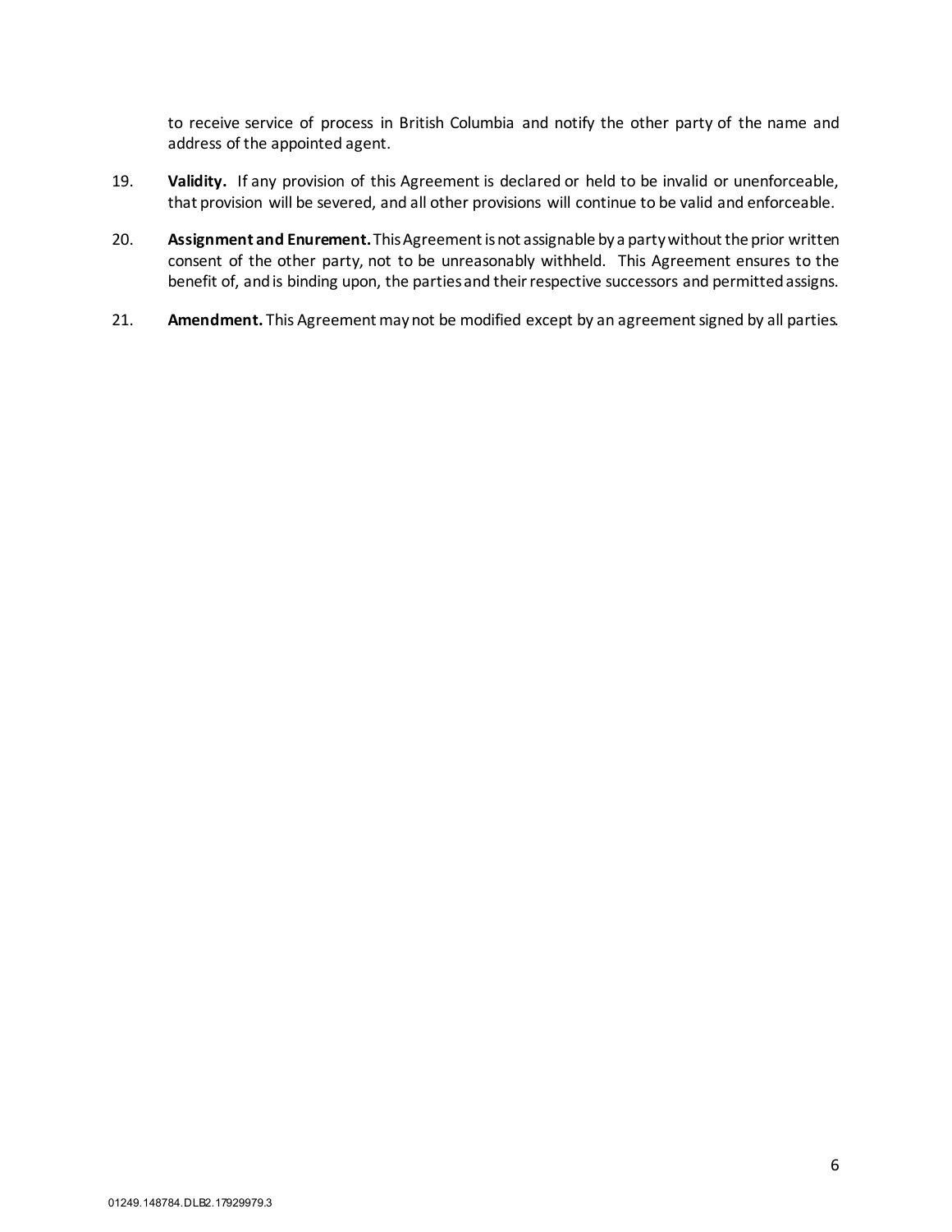to receive service of process in British Columbia and notify the other party of the name and address of the appointed agent.

19. **Validity.** If any provision of this Agreement is declared or held to be invalid or unenforceable, that provision will be severed, and all other provisions will continue to be valid and enforceable.

20. **Assignment and Enurement.** This Agreement is not assignable by a party without the prior written consent of the other party, not to be unreasonably withheld. This Agreement ensures to the benefit of, and is binding upon, the parties and their respective successors and permitted assigns.

21. **Amendment.** This Agreement may not be modified except by an agreement signed by all parties.

01249.148784.DLB2.17929979.3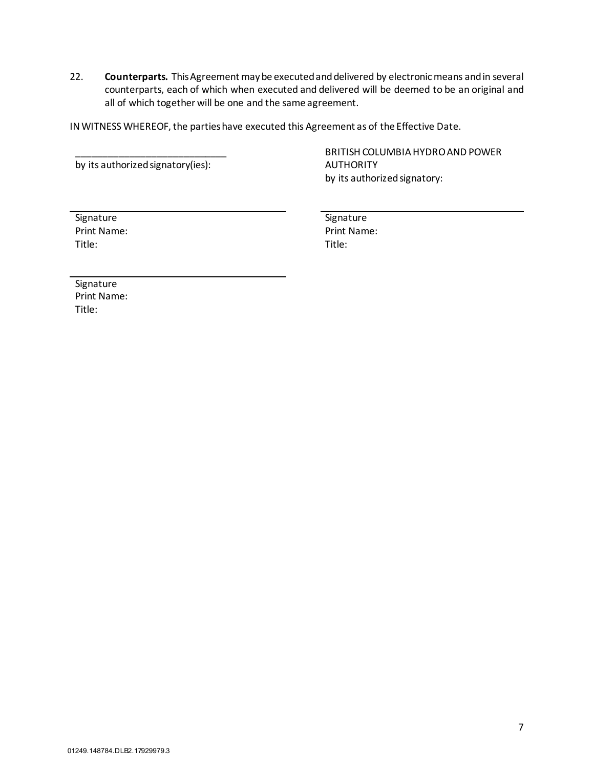22. **Counterparts.** This Agreement may be executed and delivered by electronic means and in several counterparts, each of which when executed and delivered will be deemed to be an original and all of which together will be one and the same agreement.

IN WITNESS WHEREOF, the parties have executed this Agreement as of the Effective Date.

_____________________________
by its authorized signatory(ies):

_____________________________
Signature
Print Name:
Title:

_____________________________
Signature
Print Name:
Title:

BRITISH COLUMBIA HYDRO AND POWER AUTHORITY
by its authorized signatory:

_____________________________
Signature
Print Name:
Title:

01249.148784.DLB2.17929979.3